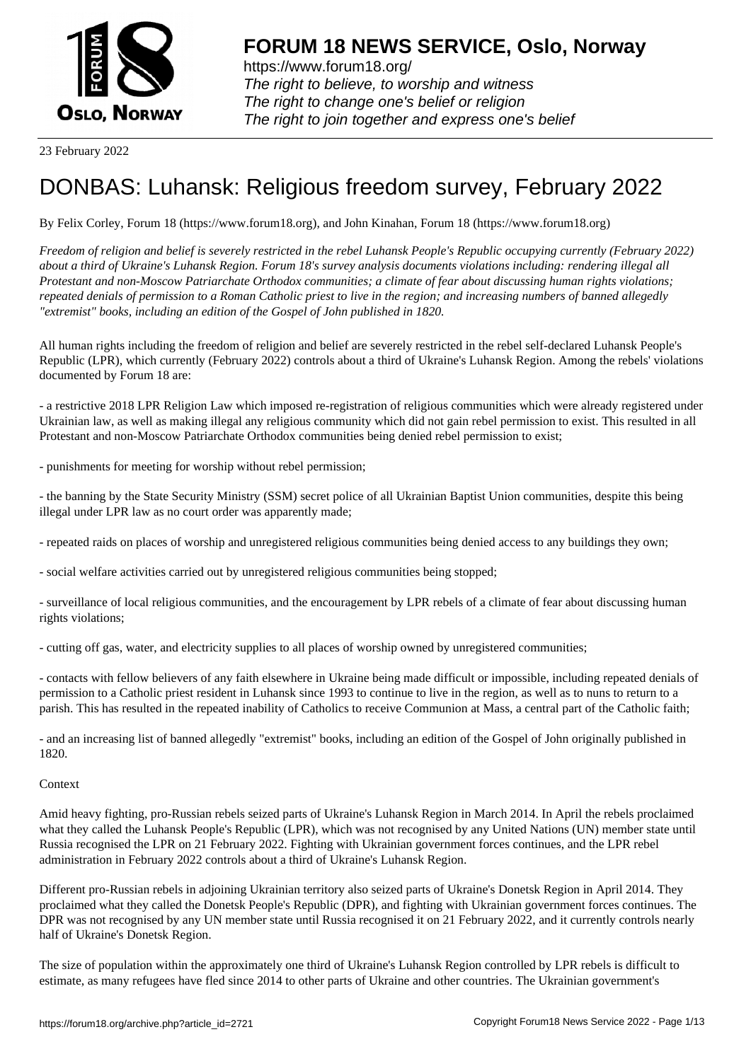23 February 2022

# DONBAS: Luhansk: Religious freedom survey, February 2022

By Felix Corley, Forum 18 (https://www.forum18.org), and John Kinahan, Forum 18 (https://www.forum18.org)

*Freedom of religion and belief is severely restricted in the rebel Luhansk People's Republic occupying currently (February 2022) about a third of Ukraine's Luhansk Region. Forum 18's survey analysis documents violations including: rendering illegal all Protestant and non-Moscow Patriarchate Orthodox communities; a climate of fear about discussing human rights violations; repeated denials of permission to a Roman Catholic priest to live in the region; and increasing numbers of banned allegedly "extremist" books, including an edition of the Gospel of John published in 1820.*

All human rights including the freedom of religion and belief are severely restricted in the rebel self-declared Luhansk People's Republic (LPR), which currently (February 2022) controls about a third of Ukraine's Luhansk Region. Among the rebels' violations documented by Forum 18 are:

- a restrictive 2018 LPR Religion Law which imposed re-registration of religious communities which were already registered under Ukrainian law, as well as making illegal any religious community which did not gain rebel permission to exist. This resulted in all Protestant and non-Moscow Patriarchate Orthodox communities being denied rebel permission to exist;

- punishments for meeting for worship without rebel permission;

- the banning by the State Security Ministry (SSM) secret police of all Ukrainian Baptist Union communities, despite this being illegal under LPR law as no court order was apparently made;

- repeated raids on places of worship and unregistered religious communities being denied access to any buildings they own;

- social welfare activities carried out by unregistered religious communities being stopped;

- surveillance of local religious communities, and the encouragement by LPR rebels of a climate of fear about discussing human rights violations;

- cutting off gas, water, and electricity supplies to all places of worship owned by unregistered communities;

- contacts with fellow believers of any faith elsewhere in Ukraine being made difficult or impossible, including repeated denials of permission to a Catholic priest resident in Luhansk since 1993 to continue to live in the region, as well as to nuns to return to a parish. This has resulted in the repeated inability of Catholics to receive Communion at Mass, a central part of the Catholic faith;

- and an increasing list of banned allegedly "extremist" books, including an edition of the Gospel of John originally published in 1820.

Context

Amid heavy fighting, pro-Russian rebels seized parts of Ukraine's Luhansk Region in March 2014. In April the rebels proclaimed what they called the Luhansk People's Republic (LPR), which was not recognised by any United Nations (UN) member state until Russia recognised the LPR on 21 February 2022. Fighting with Ukrainian government forces continues, and the LPR rebel administration in February 2022 controls about a third of Ukraine's Luhansk Region.

Different pro-Russian rebels in adjoining Ukrainian territory also seized parts of Ukraine's Donetsk Region in April 2014. They proclaimed what they called the Donetsk People's Republic (DPR), and fighting with Ukrainian government forces continues. The DPR was not recognised by any UN member state until Russia recognised it on 21 February 2022, and it currently controls nearly half of Ukraine's Donetsk Region.

The size of population within the approximately one third of Ukraine's Luhansk Region controlled by LPR rebels is difficult to estimate, as many refugees have fled since 2014 to other parts of Ukraine and other countries. The Ukrainian government's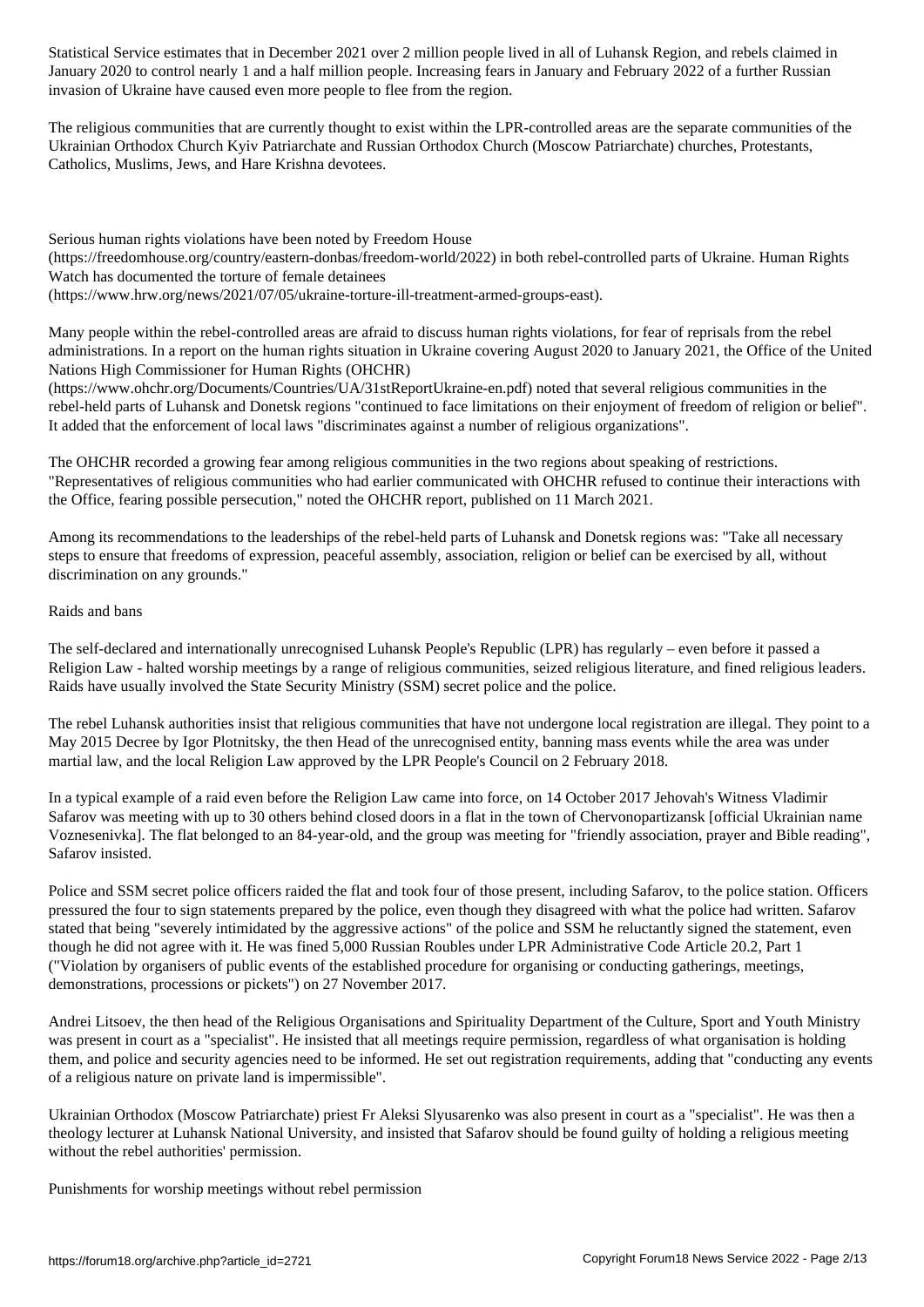Statistical Service estimates that in December 2021 over 2 million people lived in all of Luhansk Region, and rebels claimed in January 2020 to control nearly 1 and a half million people. Increasing fears in January and February 2022 of a further Russian invasion of Ukraine have caused even more people to flee from the region.

The religious communities that are currently thought to exist within the LPR-controlled areas are the separate communities of the Ukrainian Orthodox Church Kyiv Patriarchate and Russian Orthodox Church (Moscow Patriarchate) churches, Protestants, Catholics, Muslims, Jews, and Hare Krishna devotees.

Serious human rights violations have been noted by Freedom House (https://freedomhouse.org/country/eastern-donbas/freedom-world/2022) in both rebel-controlled parts of Ukraine. Human Rights Watch has documented the torture of female detainees (https://www.hrw.org/news/2021/07/05/ukraine-torture-ill-treatment-armed-groups-east).

Many people within the rebel-controlled areas are afraid to discuss human rights violations, for fear of reprisals from the rebel administrations. In a report on the human rights situation in Ukraine covering August 2020 to January 2021, the Office of the United Nations High Commissioner for Human Rights (OHCHR) (https://www.ohchr.org/Documents/Countries/UA/31stReportUkraine-en.pdf) noted that several religious communities in the rebel-held parts of Luhansk and Donetsk regions "continued to face limitations on their enjoyment of freedom of religion or belief". It added that the enforcement of local laws "discriminates against a number of religious organizations".

The OHCHR recorded a growing fear among religious communities in the two regions about speaking of restrictions. "Representatives of religious communities who had earlier communicated with OHCHR refused to continue their interactions with the Office, fearing possible persecution," noted the OHCHR report, published on 11 March 2021.

Among its recommendations to the leaderships of the rebel-held parts of Luhansk and Donetsk regions was: "Take all necessary steps to ensure that freedoms of expression, peaceful assembly, association, religion or belief can be exercised by all, without discrimination on any grounds."

## Raids and bans

The self-declared and internationally unrecognised Luhansk People's Republic (LPR) has regularly – even before it passed a Religion Law - halted worship meetings by a range of religious communities, seized religious literature, and fined religious leaders. Raids have usually involved the State Security Ministry (SSM) secret police and the police.

The rebel Luhansk authorities insist that religious communities that have not undergone local registration are illegal. They point to a May 2015 Decree by Igor Plotnitsky, the then Head of the unrecognised entity, banning mass events while the area was under martial law, and the local Religion Law approved by the LPR People's Council on 2 February 2018.

In a typical example of a raid even before the Religion Law came into force, on 14 October 2017 Jehovah's Witness Vladimir Safarov was meeting with up to 30 others behind closed doors in a flat in the town of Chervonopartizansk [official Ukrainian name Voznesenivka]. The flat belonged to an 84-year-old, and the group was meeting for "friendly association, prayer and Bible reading", Safarov insisted.

Police and SSM secret police officers raided the flat and took four of those present, including Safarov, to the police station. Officers pressured the four to sign statements prepared by the police, even though they disagreed with what the police had written. Safarov stated that being "severely intimidated by the aggressive actions" of the police and SSM he reluctantly signed the statement, even though he did not agree with it. He was fined 5,000 Russian Roubles under LPR Administrative Code Article 20.2, Part 1 ("Violation by organisers of public events of the established procedure for organising or conducting gatherings, meetings, demonstrations, processions or pickets") on 27 November 2017.

Andrei Litsoev, the then head of the Religious Organisations and Spirituality Department of the Culture, Sport and Youth Ministry was present in court as a "specialist". He insisted that all meetings require permission, regardless of what organisation is holding them, and police and security agencies need to be informed. He set out registration requirements, adding that "conducting any events of a religious nature on private land is impermissible".

Ukrainian Orthodox (Moscow Patriarchate) priest Fr Aleksi Slyusarenko was also present in court as a "specialist". He was then a theology lecturer at Luhansk National University, and insisted that Safarov should be found guilty of holding a religious meeting without the rebel authorities' permission.

## Punishments for worship meetings without rebel permission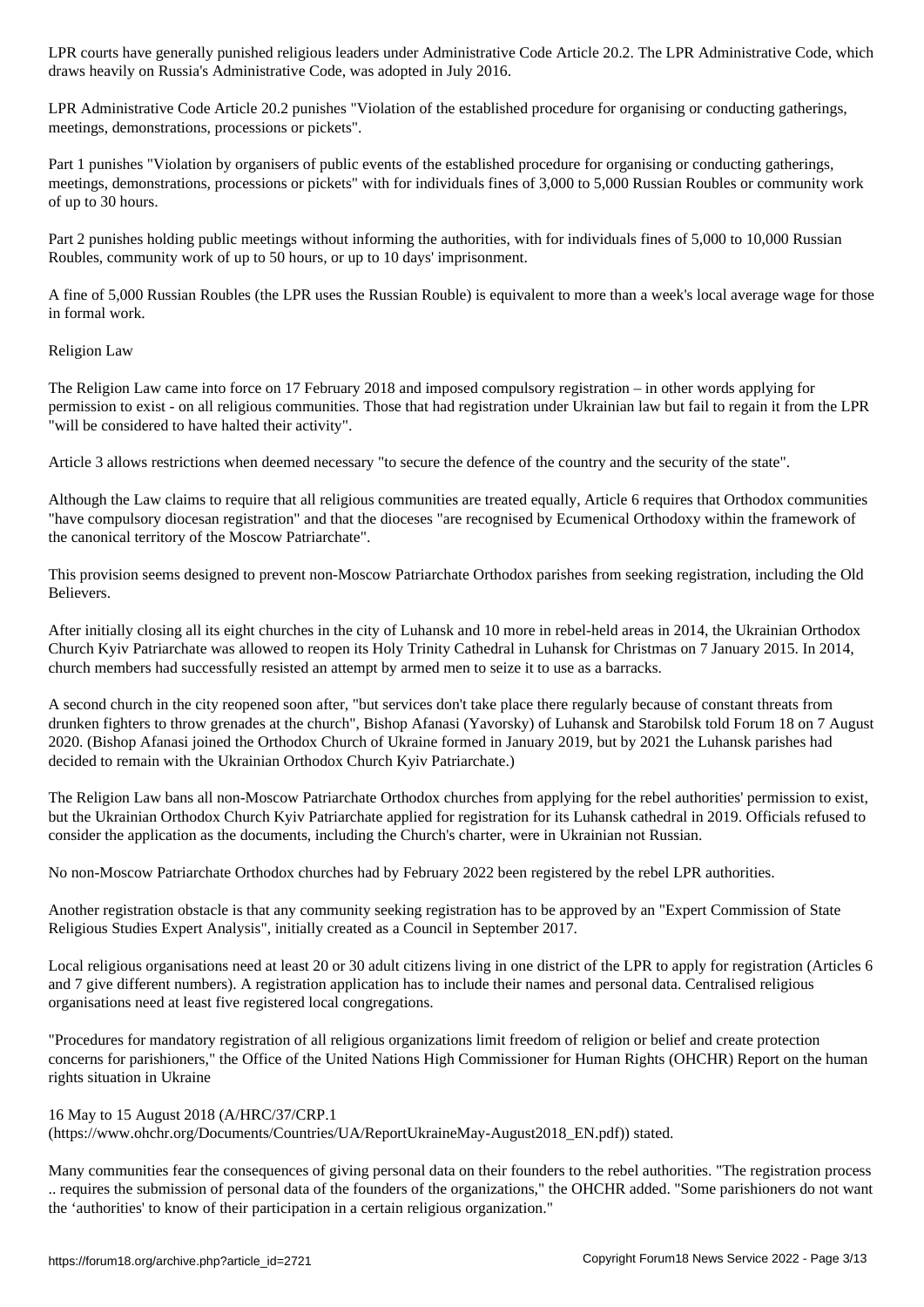LPR courts have generally punished religious leaders under Administrative Code Article 20.2. The LPR Administrative Code, which draws heavily on Russia's Administrative Code, was adopted in July 2016.

LPR Administrative Code Article 20.2 punishes "Violation of the established procedure for organising or conducting gatherings, meetings, demonstrations, processions or pickets".

Part 1 punishes "Violation by organisers of public events of the established procedure for organising or conducting gatherings, meetings, demonstrations, processions or pickets" with for individuals fines of 3,000 to 5,000 Russian Roubles or community work of up to 30 hours.

Part 2 punishes holding public meetings without informing the authorities, with for individuals fines of 5,000 to 10,000 Russian Roubles, community work of up to 50 hours, or up to 10 days' imprisonment.

A fine of 5,000 Russian Roubles (the LPR uses the Russian Rouble) is equivalent to more than a week's local average wage for those in formal work.

## Religion Law

The Religion Law came into force on 17 February 2018 and imposed compulsory registration – in other words applying for permission to exist - on all religious communities. Those that had registration under Ukrainian law but fail to regain it from the LPR "will be considered to have halted their activity".

Article 3 allows restrictions when deemed necessary "to secure the defence of the country and the security of the state".

Although the Law claims to require that all religious communities are treated equally, Article 6 requires that Orthodox communities "have compulsory diocesan registration" and that the dioceses "are recognised by Ecumenical Orthodoxy within the framework of the canonical territory of the Moscow Patriarchate".

This provision seems designed to prevent non-Moscow Patriarchate Orthodox parishes from seeking registration, including the Old Believers.

After initially closing all its eight churches in the city of Luhansk and 10 more in rebel-held areas in 2014, the Ukrainian Orthodox Church Kyiv Patriarchate was allowed to reopen its Holy Trinity Cathedral in Luhansk for Christmas on 7 January 2015. In 2014, church members had successfully resisted an attempt by armed men to seize it to use as a barracks.

A second church in the city reopened soon after, "but services don't take place there regularly because of constant threats from drunken fighters to throw grenades at the church", Bishop Afanasi (Yavorsky) of Luhansk and Starobilsk told Forum 18 on 7 August 2020. (Bishop Afanasi joined the Orthodox Church of Ukraine formed in January 2019, but by 2021 the Luhansk parishes had decided to remain with the Ukrainian Orthodox Church Kyiv Patriarchate.)

The Religion Law bans all non-Moscow Patriarchate Orthodox churches from applying for the rebel authorities' permission to exist, but the Ukrainian Orthodox Church Kyiv Patriarchate applied for registration for its Luhansk cathedral in 2019. Officials refused to consider the application as the documents, including the Church's charter, were in Ukrainian not Russian.

No non-Moscow Patriarchate Orthodox churches had by February 2022 been registered by the rebel LPR authorities.

Another registration obstacle is that any community seeking registration has to be approved by an "Expert Commission of State Religious Studies Expert Analysis", initially created as a Council in September 2017.

Local religious organisations need at least 20 or 30 adult citizens living in one district of the LPR to apply for registration (Articles 6 and 7 give different numbers). A registration application has to include their names and personal data. Centralised religious organisations need at least five registered local congregations.

"Procedures for mandatory registration of all religious organizations limit freedom of religion or belief and create protection concerns for parishioners," the Office of the United Nations High Commissioner for Human Rights (OHCHR) Report on the human rights situation in Ukraine

16 May to 15 August 2018 (A/HRC/37/CRP.1 (https://www.ohchr.org/Documents/Countries/UA/ReportUkraineMay-August2018_EN.pdf)) stated.

Many communities fear the consequences of giving personal data on their founders to the rebel authorities. "The registration process .. requires the submission of personal data of the founders of the organizations," the OHCHR added. "Some parishioners do not want the 'authorities' to know of their participation in a certain religious organization."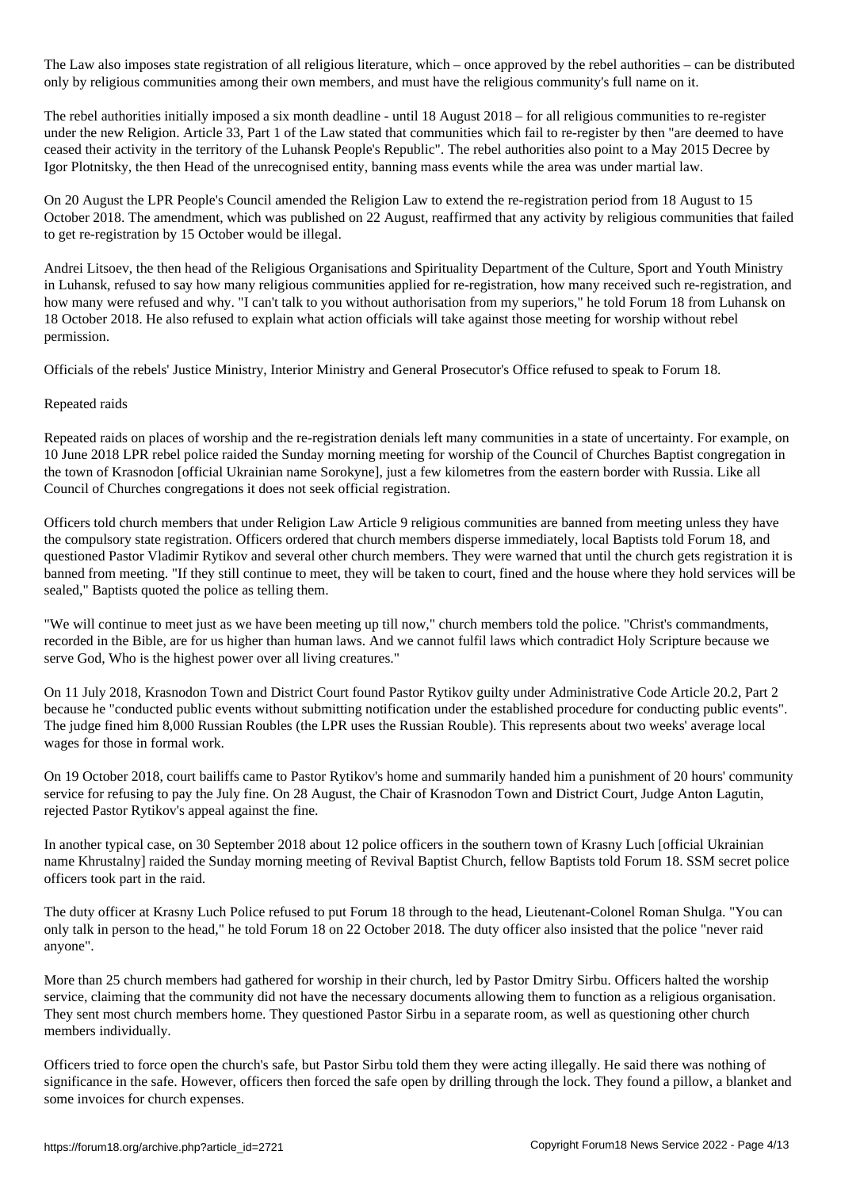The Law also imposes state registration of all religious literature, which – once approved by the rebel authorities – can be distributed only by religious communities among their own members, and must have the religious community's full name on it.

The rebel authorities initially imposed a six month deadline - until 18 August 2018 – for all religious communities to re-register under the new Religion. Article 33, Part 1 of the Law stated that communities which fail to re-register by then "are deemed to have ceased their activity in the territory of the Luhansk People's Republic". The rebel authorities also point to a May 2015 Decree by Igor Plotnitsky, the then Head of the unrecognised entity, banning mass events while the area was under martial law.

On 20 August the LPR People's Council amended the Religion Law to extend the re-registration period from 18 August to 15 October 2018. The amendment, which was published on 22 August, reaffirmed that any activity by religious communities that failed to get re-registration by 15 October would be illegal.

Andrei Litsoev, the then head of the Religious Organisations and Spirituality Department of the Culture, Sport and Youth Ministry in Luhansk, refused to say how many religious communities applied for re-registration, how many received such re-registration, and how many were refused and why. "I can't talk to you without authorisation from my superiors," he told Forum 18 from Luhansk on 18 October 2018. He also refused to explain what action officials will take against those meeting for worship without rebel permission.

Officials of the rebels' Justice Ministry, Interior Ministry and General Prosecutor's Office refused to speak to Forum 18.

Repeated raids

Repeated raids on places of worship and the re-registration denials left many communities in a state of uncertainty. For example, on 10 June 2018 LPR rebel police raided the Sunday morning meeting for worship of the Council of Churches Baptist congregation in the town of Krasnodon [official Ukrainian name Sorokyne], just a few kilometres from the eastern border with Russia. Like all Council of Churches congregations it does not seek official registration.

Officers told church members that under Religion Law Article 9 religious communities are banned from meeting unless they have the compulsory state registration. Officers ordered that church members disperse immediately, local Baptists told Forum 18, and questioned Pastor Vladimir Rytikov and several other church members. They were warned that until the church gets registration it is banned from meeting. "If they still continue to meet, they will be taken to court, fined and the house where they hold services will be sealed," Baptists quoted the police as telling them.

"We will continue to meet just as we have been meeting up till now," church members told the police. "Christ's commandments, recorded in the Bible, are for us higher than human laws. And we cannot fulfil laws which contradict Holy Scripture because we serve God, Who is the highest power over all living creatures."

On 11 July 2018, Krasnodon Town and District Court found Pastor Rytikov guilty under Administrative Code Article 20.2, Part 2 because he "conducted public events without submitting notification under the established procedure for conducting public events". The judge fined him 8,000 Russian Roubles (the LPR uses the Russian Rouble). This represents about two weeks' average local wages for those in formal work.

On 19 October 2018, court bailiffs came to Pastor Rytikov's home and summarily handed him a punishment of 20 hours' community service for refusing to pay the July fine. On 28 August, the Chair of Krasnodon Town and District Court, Judge Anton Lagutin, rejected Pastor Rytikov's appeal against the fine.

In another typical case, on 30 September 2018 about 12 police officers in the southern town of Krasny Luch [official Ukrainian name Khrustalny] raided the Sunday morning meeting of Revival Baptist Church, fellow Baptists told Forum 18. SSM secret police officers took part in the raid.

The duty officer at Krasny Luch Police refused to put Forum 18 through to the head, Lieutenant-Colonel Roman Shulga. "You can only talk in person to the head," he told Forum 18 on 22 October 2018. The duty officer also insisted that the police "never raid anyone".

More than 25 church members had gathered for worship in their church, led by Pastor Dmitry Sirbu. Officers halted the worship service, claiming that the community did not have the necessary documents allowing them to function as a religious organisation. They sent most church members home. They questioned Pastor Sirbu in a separate room, as well as questioning other church members individually.

Officers tried to force open the church's safe, but Pastor Sirbu told them they were acting illegally. He said there was nothing of significance in the safe. However, officers then forced the safe open by drilling through the lock. They found a pillow, a blanket and some invoices for church expenses.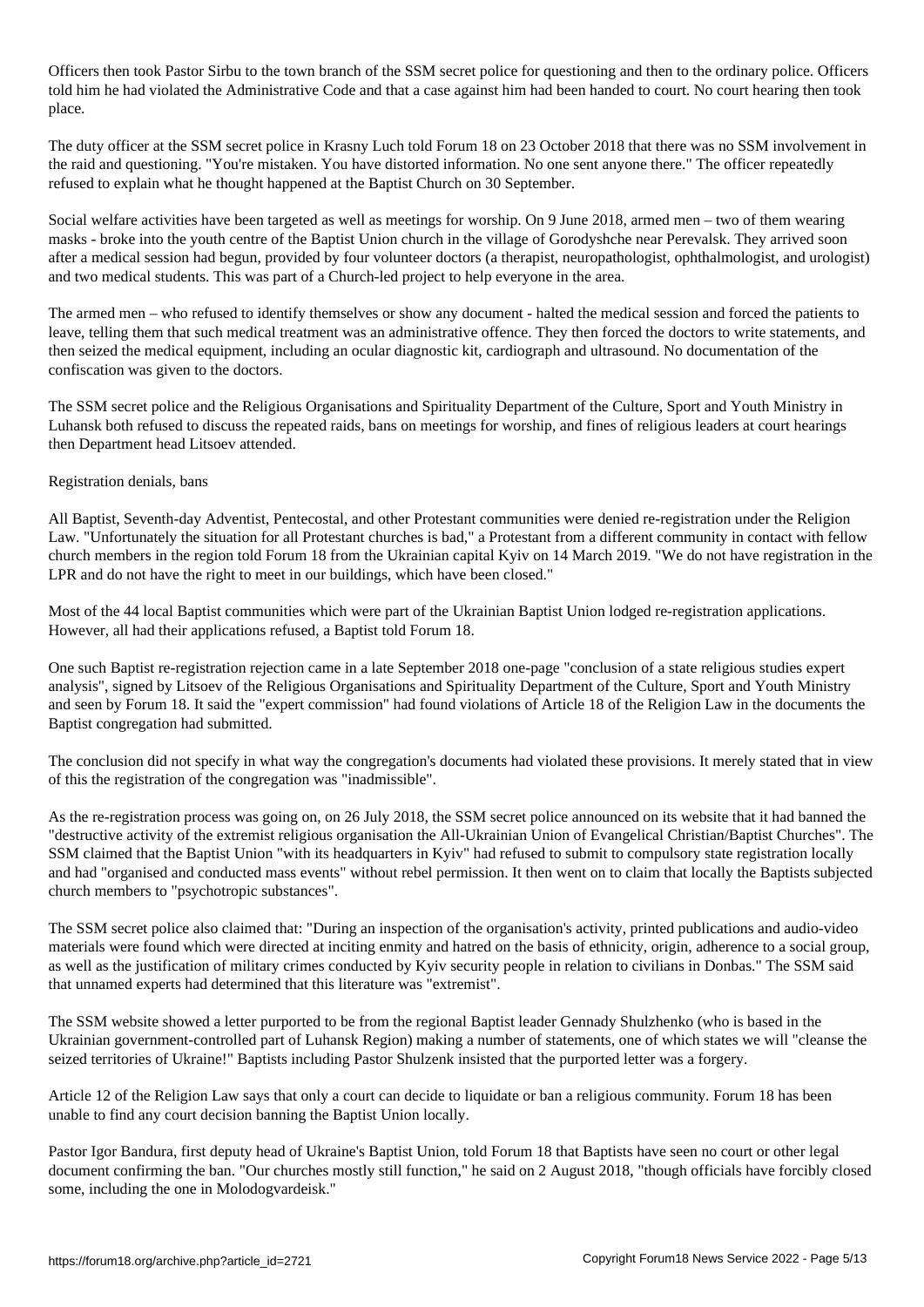Officers then took Pastor Sirbu to the town branch of the SSM secret police for questioning and then to the ordinary police. Officers told him he had violated the Administrative Code and that a case against him had been handed to court. No court hearing then took place.

The duty officer at the SSM secret police in Krasny Luch told Forum 18 on 23 October 2018 that there was no SSM involvement in the raid and questioning. "You're mistaken. You have distorted information. No one sent anyone there." The officer repeatedly refused to explain what he thought happened at the Baptist Church on 30 September.

Social welfare activities have been targeted as well as meetings for worship. On 9 June 2018, armed men – two of them wearing masks - broke into the youth centre of the Baptist Union church in the village of Gorodyshche near Perevalsk. They arrived soon after a medical session had begun, provided by four volunteer doctors (a therapist, neuropathologist, ophthalmologist, and urologist) and two medical students. This was part of a Church-led project to help everyone in the area.

The armed men – who refused to identify themselves or show any document - halted the medical session and forced the patients to leave, telling them that such medical treatment was an administrative offence. They then forced the doctors to write statements, and then seized the medical equipment, including an ocular diagnostic kit, cardiograph and ultrasound. No documentation of the confiscation was given to the doctors.

The SSM secret police and the Religious Organisations and Spirituality Department of the Culture, Sport and Youth Ministry in Luhansk both refused to discuss the repeated raids, bans on meetings for worship, and fines of religious leaders at court hearings then Department head Litsoev attended.

Registration denials, bans

All Baptist, Seventh-day Adventist, Pentecostal, and other Protestant communities were denied re-registration under the Religion Law. "Unfortunately the situation for all Protestant churches is bad," a Protestant from a different community in contact with fellow church members in the region told Forum 18 from the Ukrainian capital Kyiv on 14 March 2019. "We do not have registration in the LPR and do not have the right to meet in our buildings, which have been closed."

Most of the 44 local Baptist communities which were part of the Ukrainian Baptist Union lodged re-registration applications. However, all had their applications refused, a Baptist told Forum 18.

One such Baptist re-registration rejection came in a late September 2018 one-page "conclusion of a state religious studies expert analysis", signed by Litsoev of the Religious Organisations and Spirituality Department of the Culture, Sport and Youth Ministry and seen by Forum 18. It said the "expert commission" had found violations of Article 18 of the Religion Law in the documents the Baptist congregation had submitted.

The conclusion did not specify in what way the congregation's documents had violated these provisions. It merely stated that in view of this the registration of the congregation was "inadmissible".

As the re-registration process was going on, on 26 July 2018, the SSM secret police announced on its website that it had banned the "destructive activity of the extremist religious organisation the All-Ukrainian Union of Evangelical Christian/Baptist Churches". The SSM claimed that the Baptist Union "with its headquarters in Kyiv" had refused to submit to compulsory state registration locally and had "organised and conducted mass events" without rebel permission. It then went on to claim that locally the Baptists subjected church members to "psychotropic substances".

The SSM secret police also claimed that: "During an inspection of the organisation's activity, printed publications and audio-video materials were found which were directed at inciting enmity and hatred on the basis of ethnicity, origin, adherence to a social group, as well as the justification of military crimes conducted by Kyiv security people in relation to civilians in Donbas." The SSM said that unnamed experts had determined that this literature was "extremist".

The SSM website showed a letter purported to be from the regional Baptist leader Gennady Shulzhenko (who is based in the Ukrainian government-controlled part of Luhansk Region) making a number of statements, one of which states we will "cleanse the seized territories of Ukraine!" Baptists including Pastor Shulzenk insisted that the purported letter was a forgery.

Article 12 of the Religion Law says that only a court can decide to liquidate or ban a religious community. Forum 18 has been unable to find any court decision banning the Baptist Union locally.

Pastor Igor Bandura, first deputy head of Ukraine's Baptist Union, told Forum 18 that Baptists have seen no court or other legal document confirming the ban. "Our churches mostly still function," he said on 2 August 2018, "though officials have forcibly closed some, including the one in Molodogvardeisk."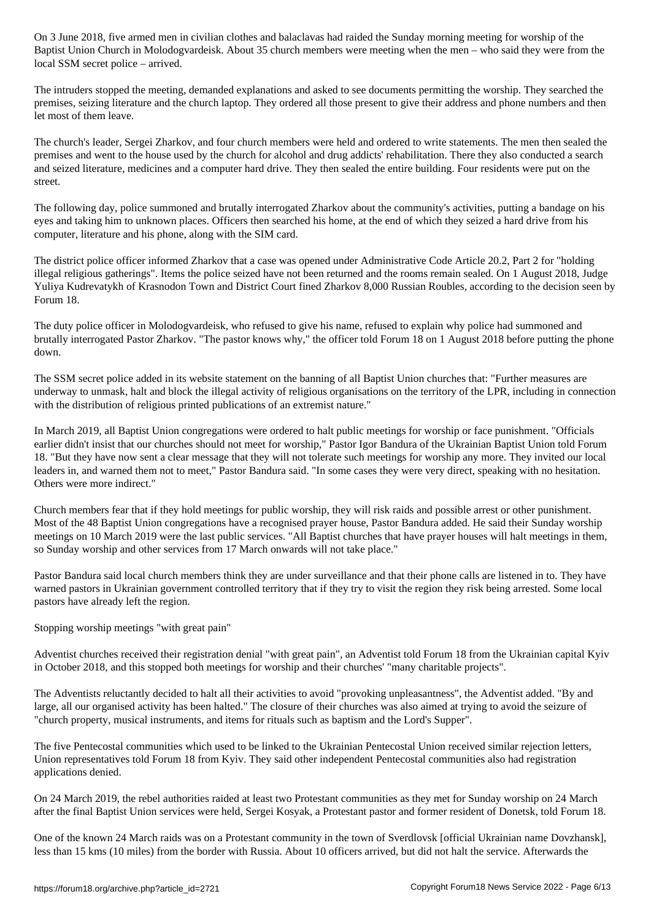On 3 June 2018, five armed men in civilian clothes and balaclavas had raided the Sunday morning meeting for worship of the Baptist Union Church in Molodogvardeisk. About 35 church members were meeting when the men – who said they were from the local SSM secret police – arrived.

The intruders stopped the meeting, demanded explanations and asked to see documents permitting the worship. They searched the premises, seizing literature and the church laptop. They ordered all those present to give their address and phone numbers and then let most of them leave.

The church's leader, Sergei Zharkov, and four church members were held and ordered to write statements. The men then sealed the premises and went to the house used by the church for alcohol and drug addicts' rehabilitation. There they also conducted a search and seized literature, medicines and a computer hard drive. They then sealed the entire building. Four residents were put on the street.

The following day, police summoned and brutally interrogated Zharkov about the community's activities, putting a bandage on his eyes and taking him to unknown places. Officers then searched his home, at the end of which they seized a hard drive from his computer, literature and his phone, along with the SIM card.

The district police officer informed Zharkov that a case was opened under Administrative Code Article 20.2, Part 2 for "holding illegal religious gatherings". Items the police seized have not been returned and the rooms remain sealed. On 1 August 2018, Judge Yuliya Kudrevatykh of Krasnodon Town and District Court fined Zharkov 8,000 Russian Roubles, according to the decision seen by Forum 18.

The duty police officer in Molodogvardeisk, who refused to give his name, refused to explain why police had summoned and brutally interrogated Pastor Zharkov. "The pastor knows why," the officer told Forum 18 on 1 August 2018 before putting the phone down.

The SSM secret police added in its website statement on the banning of all Baptist Union churches that: "Further measures are underway to unmask, halt and block the illegal activity of religious organisations on the territory of the LPR, including in connection with the distribution of religious printed publications of an extremist nature."

In March 2019, all Baptist Union congregations were ordered to halt public meetings for worship or face punishment. "Officials earlier didn't insist that our churches should not meet for worship," Pastor Igor Bandura of the Ukrainian Baptist Union told Forum 18. "But they have now sent a clear message that they will not tolerate such meetings for worship any more. They invited our local leaders in, and warned them not to meet," Pastor Bandura said. "In some cases they were very direct, speaking with no hesitation. Others were more indirect."

Church members fear that if they hold meetings for public worship, they will risk raids and possible arrest or other punishment. Most of the 48 Baptist Union congregations have a recognised prayer house, Pastor Bandura added. He said their Sunday worship meetings on 10 March 2019 were the last public services. "All Baptist churches that have prayer houses will halt meetings in them, so Sunday worship and other services from 17 March onwards will not take place."

Pastor Bandura said local church members think they are under surveillance and that their phone calls are listened in to. They have warned pastors in Ukrainian government controlled territory that if they try to visit the region they risk being arrested. Some local pastors have already left the region.

Stopping worship meetings "with great pain"

Adventist churches received their registration denial "with great pain", an Adventist told Forum 18 from the Ukrainian capital Kyiv in October 2018, and this stopped both meetings for worship and their churches' "many charitable projects".

The Adventists reluctantly decided to halt all their activities to avoid "provoking unpleasantness", the Adventist added. "By and large, all our organised activity has been halted." The closure of their churches was also aimed at trying to avoid the seizure of "church property, musical instruments, and items for rituals such as baptism and the Lord's Supper".

The five Pentecostal communities which used to be linked to the Ukrainian Pentecostal Union received similar rejection letters, Union representatives told Forum 18 from Kyiv. They said other independent Pentecostal communities also had registration applications denied.

On 24 March 2019, the rebel authorities raided at least two Protestant communities as they met for Sunday worship on 24 March after the final Baptist Union services were held, Sergei Kosyak, a Protestant pastor and former resident of Donetsk, told Forum 18.

One of the known 24 March raids was on a Protestant community in the town of Sverdlovsk [official Ukrainian name Dovzhansk], less than 15 kms (10 miles) from the border with Russia. About 10 officers arrived, but did not halt the service. Afterwards the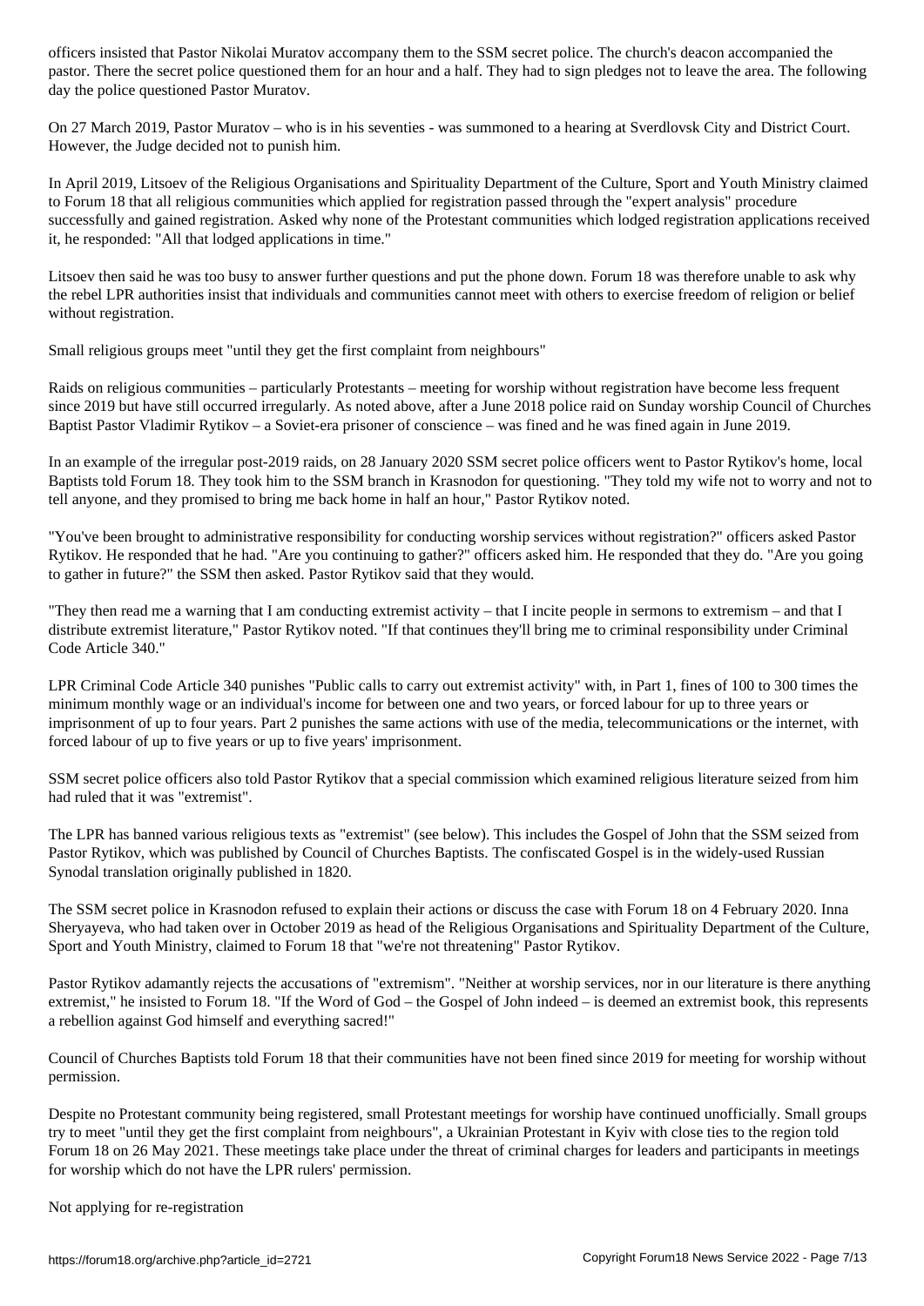officers insisted that Pastor Nikolai Muratov accompany them to the SSM secret police. The church's deacon accompanied the pastor. There the secret police questioned them for an hour and a half. They had to sign pledges not to leave the area. The following day the police questioned Pastor Muratov.

On 27 March 2019, Pastor Muratov – who is in his seventies - was summoned to a hearing at Sverdlovsk City and District Court. However, the Judge decided not to punish him.

In April 2019, Litsoev of the Religious Organisations and Spirituality Department of the Culture, Sport and Youth Ministry claimed to Forum 18 that all religious communities which applied for registration passed through the "expert analysis" procedure successfully and gained registration. Asked why none of the Protestant communities which lodged registration applications received it, he responded: "All that lodged applications in time."

Litsoev then said he was too busy to answer further questions and put the phone down. Forum 18 was therefore unable to ask why the rebel LPR authorities insist that individuals and communities cannot meet with others to exercise freedom of religion or belief without registration.

## Small religious groups meet "until they get the first complaint from neighbours"

Raids on religious communities – particularly Protestants – meeting for worship without registration have become less frequent since 2019 but have still occurred irregularly. As noted above, after a June 2018 police raid on Sunday worship Council of Churches Baptist Pastor Vladimir Rytikov – a Soviet-era prisoner of conscience – was fined and he was fined again in June 2019.

In an example of the irregular post-2019 raids, on 28 January 2020 SSM secret police officers went to Pastor Rytikov's home, local Baptists told Forum 18. They took him to the SSM branch in Krasnodon for questioning. "They told my wife not to worry and not to tell anyone, and they promised to bring me back home in half an hour," Pastor Rytikov noted.

"You've been brought to administrative responsibility for conducting worship services without registration?" officers asked Pastor Rytikov. He responded that he had. "Are you continuing to gather?" officers asked him. He responded that they do. "Are you going to gather in future?" the SSM then asked. Pastor Rytikov said that they would.

"They then read me a warning that I am conducting extremist activity – that I incite people in sermons to extremism – and that I distribute extremist literature," Pastor Rytikov noted. "If that continues they'll bring me to criminal responsibility under Criminal Code Article 340."

LPR Criminal Code Article 340 punishes "Public calls to carry out extremist activity" with, in Part 1, fines of 100 to 300 times the minimum monthly wage or an individual's income for between one and two years, or forced labour for up to three years or imprisonment of up to four years. Part 2 punishes the same actions with use of the media, telecommunications or the internet, with forced labour of up to five years or up to five years' imprisonment.

SSM secret police officers also told Pastor Rytikov that a special commission which examined religious literature seized from him had ruled that it was "extremist".

The LPR has banned various religious texts as "extremist" (see below). This includes the Gospel of John that the SSM seized from Pastor Rytikov, which was published by Council of Churches Baptists. The confiscated Gospel is in the widely-used Russian Synodal translation originally published in 1820.

The SSM secret police in Krasnodon refused to explain their actions or discuss the case with Forum 18 on 4 February 2020. Inna Sheryayeva, who had taken over in October 2019 as head of the Religious Organisations and Spirituality Department of the Culture, Sport and Youth Ministry, claimed to Forum 18 that "we're not threatening" Pastor Rytikov.

Pastor Rytikov adamantly rejects the accusations of "extremism". "Neither at worship services, nor in our literature is there anything extremist," he insisted to Forum 18. "If the Word of God – the Gospel of John indeed – is deemed an extremist book, this represents a rebellion against God himself and everything sacred!"

Council of Churches Baptists told Forum 18 that their communities have not been fined since 2019 for meeting for worship without permission.

Despite no Protestant community being registered, small Protestant meetings for worship have continued unofficially. Small groups try to meet "until they get the first complaint from neighbours", a Ukrainian Protestant in Kyiv with close ties to the region told Forum 18 on 26 May 2021. These meetings take place under the threat of criminal charges for leaders and participants in meetings for worship which do not have the LPR rulers' permission.

## Not applying for re-registration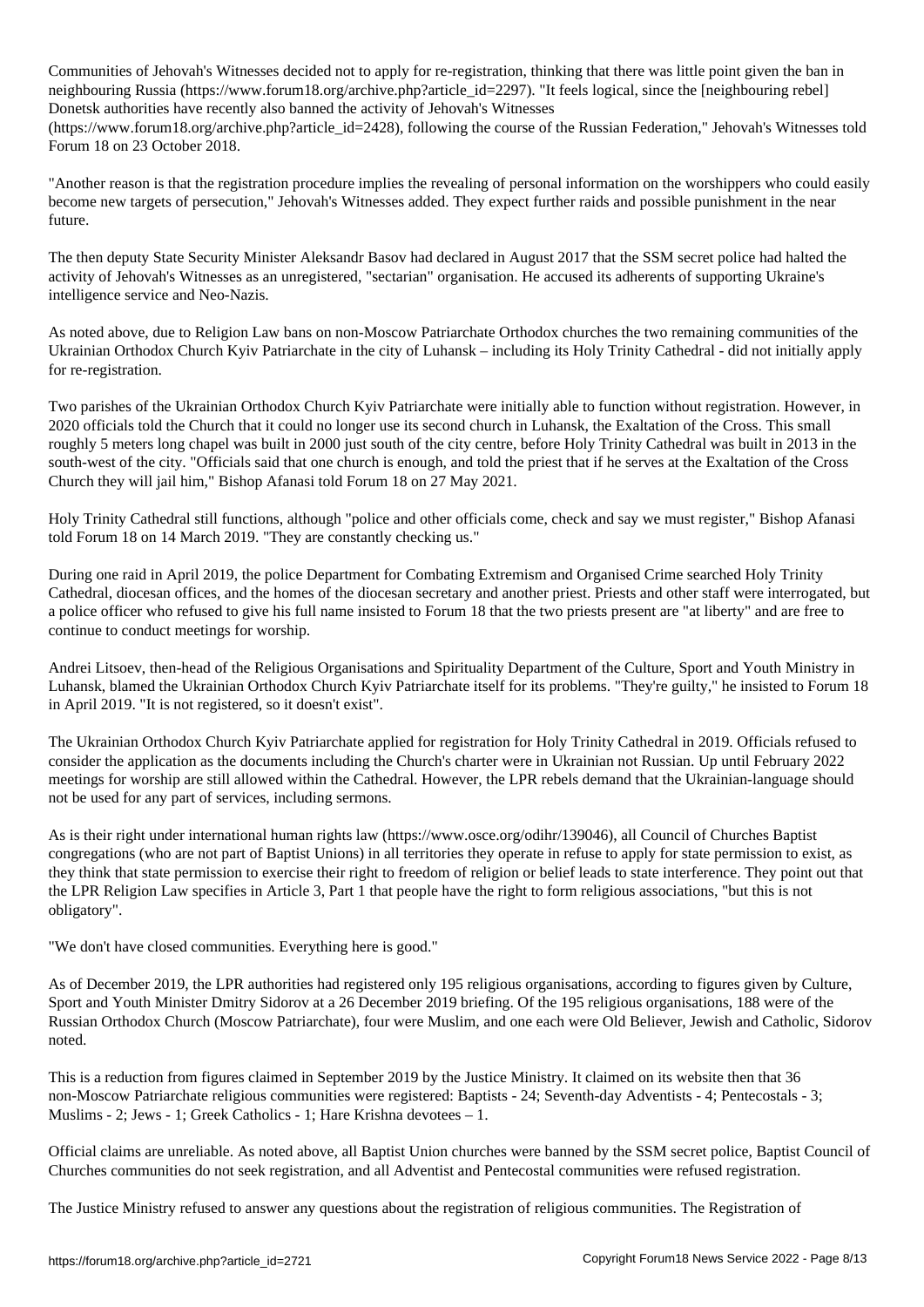Communities of Jehovah's Witnesses decided not to apply for re-registration, thinking that there was little point given the ban in neighbouring Russia (https://www.forum18.org/archive.php?article_id=2297). "It feels logical, since the [neighbouring rebel] Donetsk authorities have recently also banned the activity of Jehovah's Witnesses (https://www.forum18.org/archive.php?article_id=2428), following the course of the Russian Federation," Jehovah's Witnesses told Forum 18 on 23 October 2018.

"Another reason is that the registration procedure implies the revealing of personal information on the worshippers who could easily become new targets of persecution," Jehovah's Witnesses added. They expect further raids and possible punishment in the near future.

The then deputy State Security Minister Aleksandr Basov had declared in August 2017 that the SSM secret police had halted the activity of Jehovah's Witnesses as an unregistered, "sectarian" organisation. He accused its adherents of supporting Ukraine's intelligence service and Neo-Nazis.

As noted above, due to Religion Law bans on non-Moscow Patriarchate Orthodox churches the two remaining communities of the Ukrainian Orthodox Church Kyiv Patriarchate in the city of Luhansk – including its Holy Trinity Cathedral - did not initially apply for re-registration.

Two parishes of the Ukrainian Orthodox Church Kyiv Patriarchate were initially able to function without registration. However, in 2020 officials told the Church that it could no longer use its second church in Luhansk, the Exaltation of the Cross. This small roughly 5 meters long chapel was built in 2000 just south of the city centre, before Holy Trinity Cathedral was built in 2013 in the south-west of the city. "Officials said that one church is enough, and told the priest that if he serves at the Exaltation of the Cross Church they will jail him," Bishop Afanasi told Forum 18 on 27 May 2021.

Holy Trinity Cathedral still functions, although "police and other officials come, check and say we must register," Bishop Afanasi told Forum 18 on 14 March 2019. "They are constantly checking us."

During one raid in April 2019, the police Department for Combating Extremism and Organised Crime searched Holy Trinity Cathedral, diocesan offices, and the homes of the diocesan secretary and another priest. Priests and other staff were interrogated, but a police officer who refused to give his full name insisted to Forum 18 that the two priests present are "at liberty" and are free to continue to conduct meetings for worship.

Andrei Litsoev, then-head of the Religious Organisations and Spirituality Department of the Culture, Sport and Youth Ministry in Luhansk, blamed the Ukrainian Orthodox Church Kyiv Patriarchate itself for its problems. "They're guilty," he insisted to Forum 18 in April 2019. "It is not registered, so it doesn't exist".

The Ukrainian Orthodox Church Kyiv Patriarchate applied for registration for Holy Trinity Cathedral in 2019. Officials refused to consider the application as the documents including the Church's charter were in Ukrainian not Russian. Up until February 2022 meetings for worship are still allowed within the Cathedral. However, the LPR rebels demand that the Ukrainian-language should not be used for any part of services, including sermons.

As is their right under international human rights law (https://www.osce.org/odihr/139046), all Council of Churches Baptist congregations (who are not part of Baptist Unions) in all territories they operate in refuse to apply for state permission to exist, as they think that state permission to exercise their right to freedom of religion or belief leads to state interference. They point out that the LPR Religion Law specifies in Article 3, Part 1 that people have the right to form religious associations, "but this is not obligatory".

"We don't have closed communities. Everything here is good."

As of December 2019, the LPR authorities had registered only 195 religious organisations, according to figures given by Culture, Sport and Youth Minister Dmitry Sidorov at a 26 December 2019 briefing. Of the 195 religious organisations, 188 were of the Russian Orthodox Church (Moscow Patriarchate), four were Muslim, and one each were Old Believer, Jewish and Catholic, Sidorov noted.

This is a reduction from figures claimed in September 2019 by the Justice Ministry. It claimed on its website then that 36 non-Moscow Patriarchate religious communities were registered: Baptists - 24; Seventh-day Adventists - 4; Pentecostals - 3; Muslims - 2; Jews - 1; Greek Catholics - 1; Hare Krishna devotees – 1.

Official claims are unreliable. As noted above, all Baptist Union churches were banned by the SSM secret police, Baptist Council of Churches communities do not seek registration, and all Adventist and Pentecostal communities were refused registration.

The Justice Ministry refused to answer any questions about the registration of religious communities. The Registration of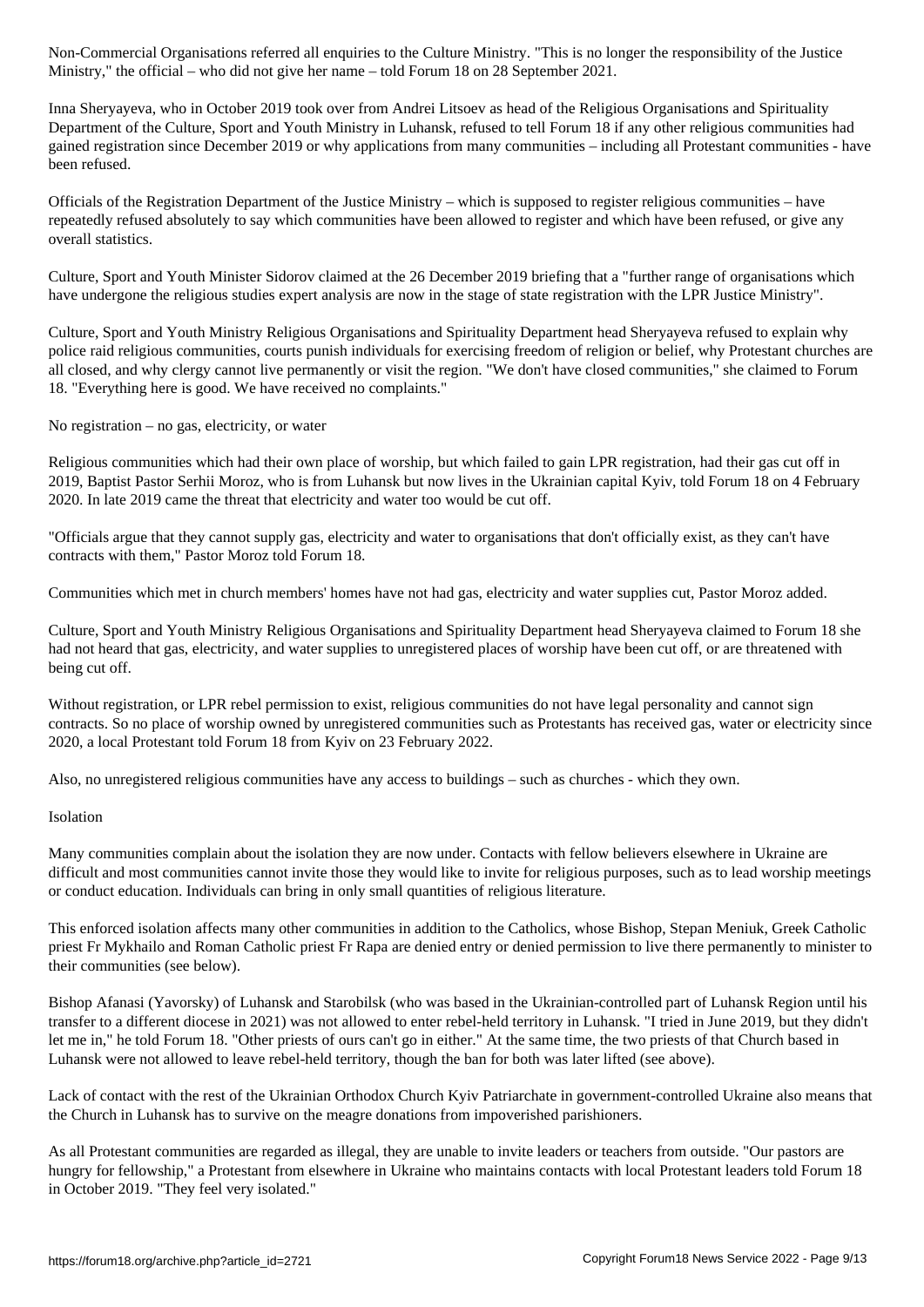Non-Commercial Organisations referred all enquiries to the Culture Ministry. "This is no longer the responsibility of the Justice Ministry," the official – who did not give her name – told Forum 18 on 28 September 2021.

Inna Sheryayeva, who in October 2019 took over from Andrei Litsoev as head of the Religious Organisations and Spirituality Department of the Culture, Sport and Youth Ministry in Luhansk, refused to tell Forum 18 if any other religious communities had gained registration since December 2019 or why applications from many communities – including all Protestant communities - have been refused.

Officials of the Registration Department of the Justice Ministry – which is supposed to register religious communities – have repeatedly refused absolutely to say which communities have been allowed to register and which have been refused, or give any overall statistics.

Culture, Sport and Youth Minister Sidorov claimed at the 26 December 2019 briefing that a "further range of organisations which have undergone the religious studies expert analysis are now in the stage of state registration with the LPR Justice Ministry".

Culture, Sport and Youth Ministry Religious Organisations and Spirituality Department head Sheryayeva refused to explain why police raid religious communities, courts punish individuals for exercising freedom of religion or belief, why Protestant churches are all closed, and why clergy cannot live permanently or visit the region. "We don't have closed communities," she claimed to Forum 18. "Everything here is good. We have received no complaints."

## No registration – no gas, electricity, or water

Religious communities which had their own place of worship, but which failed to gain LPR registration, had their gas cut off in 2019, Baptist Pastor Serhii Moroz, who is from Luhansk but now lives in the Ukrainian capital Kyiv, told Forum 18 on 4 February 2020. In late 2019 came the threat that electricity and water too would be cut off.

"Officials argue that they cannot supply gas, electricity and water to organisations that don't officially exist, as they can't have contracts with them," Pastor Moroz told Forum 18.

Communities which met in church members' homes have not had gas, electricity and water supplies cut, Pastor Moroz added.

Culture, Sport and Youth Ministry Religious Organisations and Spirituality Department head Sheryayeva claimed to Forum 18 she had not heard that gas, electricity, and water supplies to unregistered places of worship have been cut off, or are threatened with being cut off.

Without registration, or LPR rebel permission to exist, religious communities do not have legal personality and cannot sign contracts. So no place of worship owned by unregistered communities such as Protestants has received gas, water or electricity since 2020, a local Protestant told Forum 18 from Kyiv on 23 February 2022.

Also, no unregistered religious communities have any access to buildings – such as churches - which they own.

## Isolation

Many communities complain about the isolation they are now under. Contacts with fellow believers elsewhere in Ukraine are difficult and most communities cannot invite those they would like to invite for religious purposes, such as to lead worship meetings or conduct education. Individuals can bring in only small quantities of religious literature.

This enforced isolation affects many other communities in addition to the Catholics, whose Bishop, Stepan Meniuk, Greek Catholic priest Fr Mykhailo and Roman Catholic priest Fr Rapa are denied entry or denied permission to live there permanently to minister to their communities (see below).

Bishop Afanasi (Yavorsky) of Luhansk and Starobilsk (who was based in the Ukrainian-controlled part of Luhansk Region until his transfer to a different diocese in 2021) was not allowed to enter rebel-held territory in Luhansk. "I tried in June 2019, but they didn't let me in," he told Forum 18. "Other priests of ours can't go in either." At the same time, the two priests of that Church based in Luhansk were not allowed to leave rebel-held territory, though the ban for both was later lifted (see above).

Lack of contact with the rest of the Ukrainian Orthodox Church Kyiv Patriarchate in government-controlled Ukraine also means that the Church in Luhansk has to survive on the meagre donations from impoverished parishioners.

As all Protestant communities are regarded as illegal, they are unable to invite leaders or teachers from outside. "Our pastors are hungry for fellowship," a Protestant from elsewhere in Ukraine who maintains contacts with local Protestant leaders told Forum 18 in October 2019. "They feel very isolated."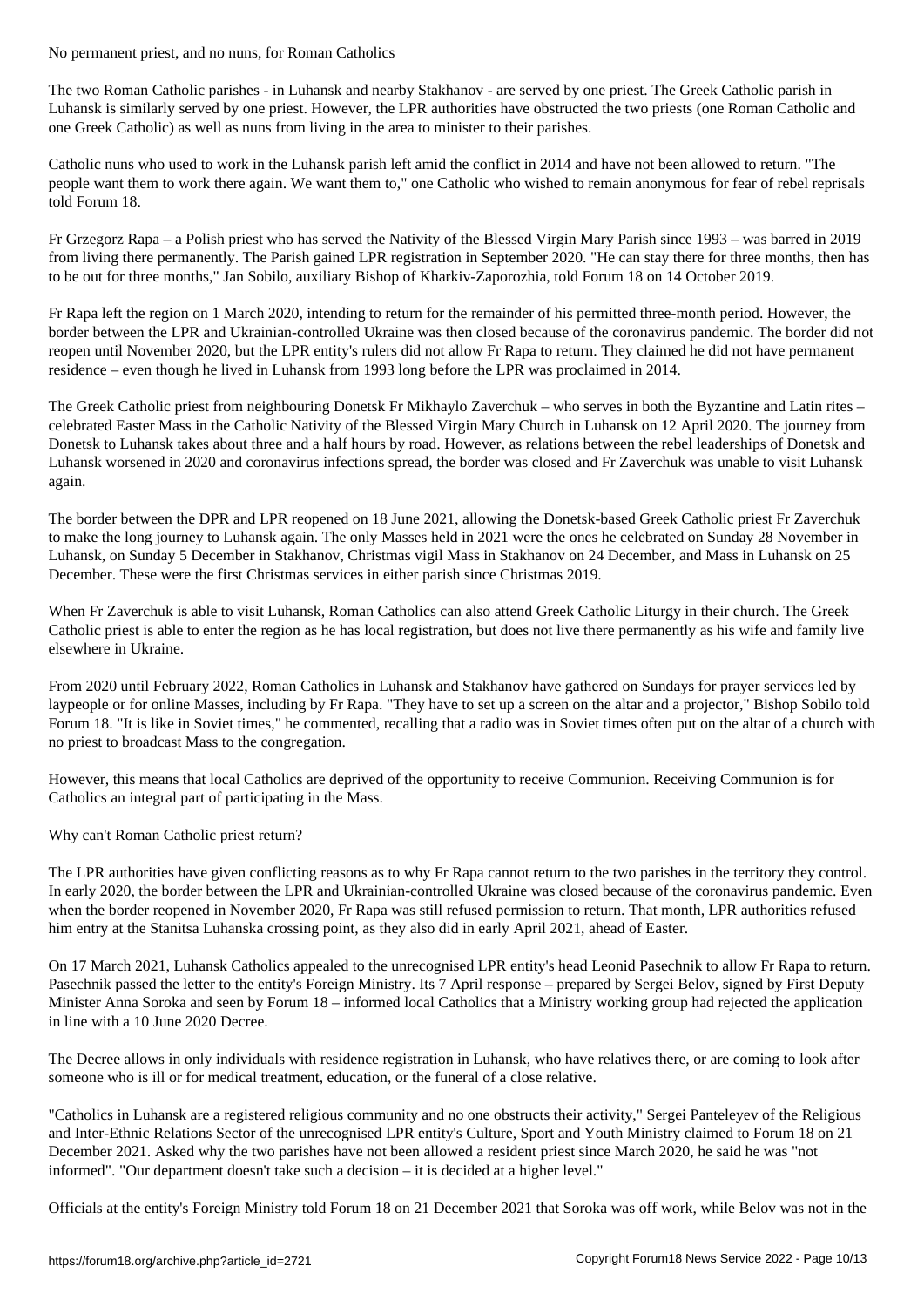## No permanent priest, and no nuns, for Roman Catholics

The two Roman Catholic parishes - in Luhansk and nearby Stakhanov - are served by one priest. The Greek Catholic parish in Luhansk is similarly served by one priest. However, the LPR authorities have obstructed the two priests (one Roman Catholic and one Greek Catholic) as well as nuns from living in the area to minister to their parishes.

Catholic nuns who used to work in the Luhansk parish left amid the conflict in 2014 and have not been allowed to return. "The people want them to work there again. We want them to," one Catholic who wished to remain anonymous for fear of rebel reprisals told Forum 18.

Fr Grzegorz Rapa – a Polish priest who has served the Nativity of the Blessed Virgin Mary Parish since 1993 – was barred in 2019 from living there permanently. The Parish gained LPR registration in September 2020. "He can stay there for three months, then has to be out for three months," Jan Sobilo, auxiliary Bishop of Kharkiv-Zaporozhia, told Forum 18 on 14 October 2019.

Fr Rapa left the region on 1 March 2020, intending to return for the remainder of his permitted three-month period. However, the border between the LPR and Ukrainian-controlled Ukraine was then closed because of the coronavirus pandemic. The border did not reopen until November 2020, but the LPR entity's rulers did not allow Fr Rapa to return. They claimed he did not have permanent residence – even though he lived in Luhansk from 1993 long before the LPR was proclaimed in 2014.

The Greek Catholic priest from neighbouring Donetsk Fr Mikhaylo Zaverchuk – who serves in both the Byzantine and Latin rites – celebrated Easter Mass in the Catholic Nativity of the Blessed Virgin Mary Church in Luhansk on 12 April 2020. The journey from Donetsk to Luhansk takes about three and a half hours by road. However, as relations between the rebel leaderships of Donetsk and Luhansk worsened in 2020 and coronavirus infections spread, the border was closed and Fr Zaverchuk was unable to visit Luhansk again.

The border between the DPR and LPR reopened on 18 June 2021, allowing the Donetsk-based Greek Catholic priest Fr Zaverchuk to make the long journey to Luhansk again. The only Masses held in 2021 were the ones he celebrated on Sunday 28 November in Luhansk, on Sunday 5 December in Stakhanov, Christmas vigil Mass in Stakhanov on 24 December, and Mass in Luhansk on 25 December. These were the first Christmas services in either parish since Christmas 2019.

When Fr Zaverchuk is able to visit Luhansk, Roman Catholics can also attend Greek Catholic Liturgy in their church. The Greek Catholic priest is able to enter the region as he has local registration, but does not live there permanently as his wife and family live elsewhere in Ukraine.

From 2020 until February 2022, Roman Catholics in Luhansk and Stakhanov have gathered on Sundays for prayer services led by laypeople or for online Masses, including by Fr Rapa. "They have to set up a screen on the altar and a projector," Bishop Sobilo told Forum 18. "It is like in Soviet times," he commented, recalling that a radio was in Soviet times often put on the altar of a church with no priest to broadcast Mass to the congregation.

However, this means that local Catholics are deprived of the opportunity to receive Communion. Receiving Communion is for Catholics an integral part of participating in the Mass.

## Why can't Roman Catholic priest return?

The LPR authorities have given conflicting reasons as to why Fr Rapa cannot return to the two parishes in the territory they control. In early 2020, the border between the LPR and Ukrainian-controlled Ukraine was closed because of the coronavirus pandemic. Even when the border reopened in November 2020, Fr Rapa was still refused permission to return. That month, LPR authorities refused him entry at the Stanitsa Luhanska crossing point, as they also did in early April 2021, ahead of Easter.

On 17 March 2021, Luhansk Catholics appealed to the unrecognised LPR entity's head Leonid Pasechnik to allow Fr Rapa to return. Pasechnik passed the letter to the entity's Foreign Ministry. Its 7 April response – prepared by Sergei Belov, signed by First Deputy Minister Anna Soroka and seen by Forum 18 – informed local Catholics that a Ministry working group had rejected the application in line with a 10 June 2020 Decree.

The Decree allows in only individuals with residence registration in Luhansk, who have relatives there, or are coming to look after someone who is ill or for medical treatment, education, or the funeral of a close relative.

"Catholics in Luhansk are a registered religious community and no one obstructs their activity," Sergei Panteleyev of the Religious and Inter-Ethnic Relations Sector of the unrecognised LPR entity's Culture, Sport and Youth Ministry claimed to Forum 18 on 21 December 2021. Asked why the two parishes have not been allowed a resident priest since March 2020, he said he was "not informed". "Our department doesn't take such a decision – it is decided at a higher level."

Officials at the entity's Foreign Ministry told Forum 18 on 21 December 2021 that Soroka was off work, while Belov was not in the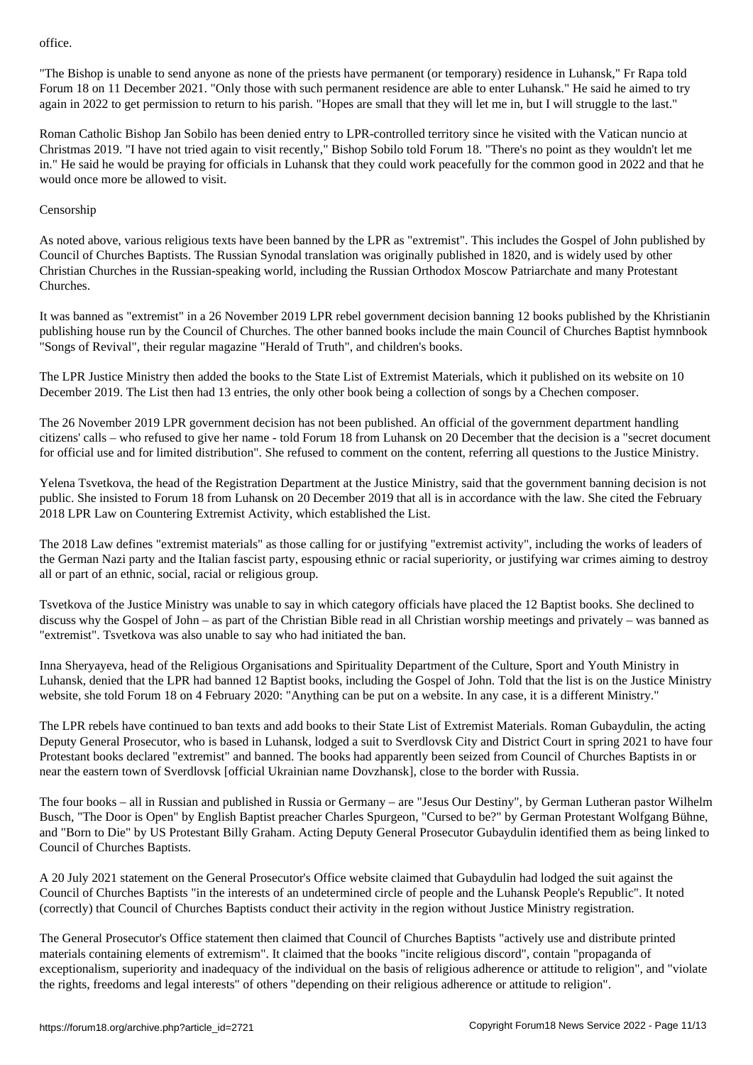office.

"The Bishop is unable to send anyone as none of the priests have permanent (or temporary) residence in Luhansk," Fr Rapa told Forum 18 on 11 December 2021. "Only those with such permanent residence are able to enter Luhansk." He said he aimed to try again in 2022 to get permission to return to his parish. "Hopes are small that they will let me in, but I will struggle to the last."

Roman Catholic Bishop Jan Sobilo has been denied entry to LPR-controlled territory since he visited with the Vatican nuncio at Christmas 2019. "I have not tried again to visit recently," Bishop Sobilo told Forum 18. "There's no point as they wouldn't let me in." He said he would be praying for officials in Luhansk that they could work peacefully for the common good in 2022 and that he would once more be allowed to visit.

Censorship

As noted above, various religious texts have been banned by the LPR as "extremist". This includes the Gospel of John published by Council of Churches Baptists. The Russian Synodal translation was originally published in 1820, and is widely used by other Christian Churches in the Russian-speaking world, including the Russian Orthodox Moscow Patriarchate and many Protestant Churches.

It was banned as "extremist" in a 26 November 2019 LPR rebel government decision banning 12 books published by the Khristianin publishing house run by the Council of Churches. The other banned books include the main Council of Churches Baptist hymnbook "Songs of Revival", their regular magazine "Herald of Truth", and children's books.

The LPR Justice Ministry then added the books to the State List of Extremist Materials, which it published on its website on 10 December 2019. The List then had 13 entries, the only other book being a collection of songs by a Chechen composer.

The 26 November 2019 LPR government decision has not been published. An official of the government department handling citizens' calls – who refused to give her name - told Forum 18 from Luhansk on 20 December that the decision is a "secret document for official use and for limited distribution". She refused to comment on the content, referring all questions to the Justice Ministry.

Yelena Tsvetkova, the head of the Registration Department at the Justice Ministry, said that the government banning decision is not public. She insisted to Forum 18 from Luhansk on 20 December 2019 that all is in accordance with the law. She cited the February 2018 LPR Law on Countering Extremist Activity, which established the List.

The 2018 Law defines "extremist materials" as those calling for or justifying "extremist activity", including the works of leaders of the German Nazi party and the Italian fascist party, espousing ethnic or racial superiority, or justifying war crimes aiming to destroy all or part of an ethnic, social, racial or religious group.

Tsvetkova of the Justice Ministry was unable to say in which category officials have placed the 12 Baptist books. She declined to discuss why the Gospel of John – as part of the Christian Bible read in all Christian worship meetings and privately – was banned as "extremist". Tsvetkova was also unable to say who had initiated the ban.

Inna Sheryayeva, head of the Religious Organisations and Spirituality Department of the Culture, Sport and Youth Ministry in Luhansk, denied that the LPR had banned 12 Baptist books, including the Gospel of John. Told that the list is on the Justice Ministry website, she told Forum 18 on 4 February 2020: "Anything can be put on a website. In any case, it is a different Ministry."

The LPR rebels have continued to ban texts and add books to their State List of Extremist Materials. Roman Gubaydulin, the acting Deputy General Prosecutor, who is based in Luhansk, lodged a suit to Sverdlovsk City and District Court in spring 2021 to have four Protestant books declared "extremist" and banned. The books had apparently been seized from Council of Churches Baptists in or near the eastern town of Sverdlovsk [official Ukrainian name Dovzhansk], close to the border with Russia.

The four books – all in Russian and published in Russia or Germany – are "Jesus Our Destiny", by German Lutheran pastor Wilhelm Busch, "The Door is Open" by English Baptist preacher Charles Spurgeon, "Cursed to be?" by German Protestant Wolfgang Bühne, and "Born to Die" by US Protestant Billy Graham. Acting Deputy General Prosecutor Gubaydulin identified them as being linked to Council of Churches Baptists.

A 20 July 2021 statement on the General Prosecutor's Office website claimed that Gubaydulin had lodged the suit against the Council of Churches Baptists "in the interests of an undetermined circle of people and the Luhansk People's Republic". It noted (correctly) that Council of Churches Baptists conduct their activity in the region without Justice Ministry registration.

The General Prosecutor's Office statement then claimed that Council of Churches Baptists "actively use and distribute printed materials containing elements of extremism". It claimed that the books "incite religious discord", contain "propaganda of exceptionalism, superiority and inadequacy of the individual on the basis of religious adherence or attitude to religion", and "violate the rights, freedoms and legal interests" of others "depending on their religious adherence or attitude to religion".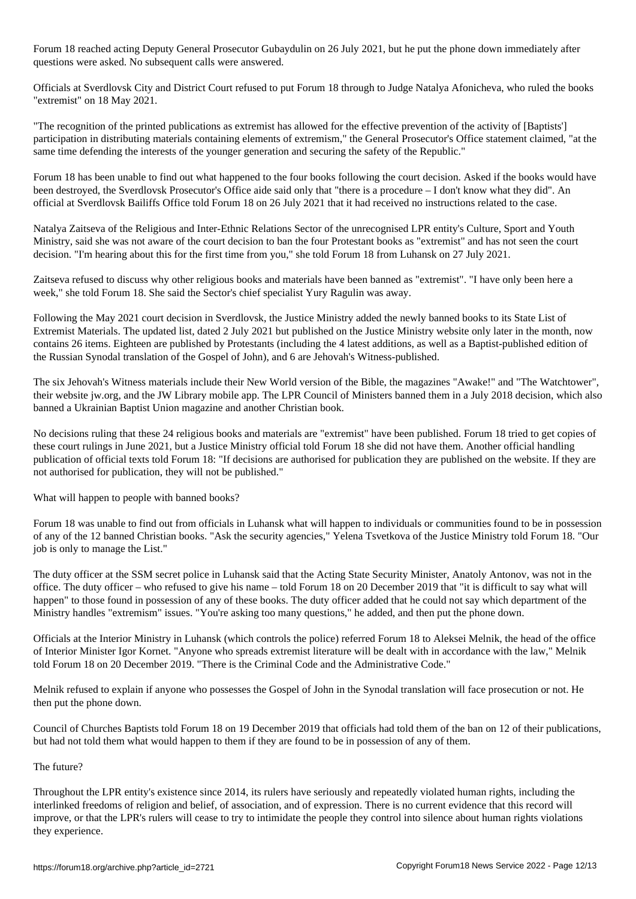Forum 18 reached acting Deputy General Prosecutor Gubaydulin on 26 July 2021, but he put the phone down immediately after questions were asked. No subsequent calls were answered.

Officials at Sverdlovsk City and District Court refused to put Forum 18 through to Judge Natalya Afonicheva, who ruled the books "extremist" on 18 May 2021.

"The recognition of the printed publications as extremist has allowed for the effective prevention of the activity of [Baptists'] participation in distributing materials containing elements of extremism," the General Prosecutor's Office statement claimed, "at the same time defending the interests of the younger generation and securing the safety of the Republic."

Forum 18 has been unable to find out what happened to the four books following the court decision. Asked if the books would have been destroyed, the Sverdlovsk Prosecutor's Office aide said only that "there is a procedure – I don't know what they did". An official at Sverdlovsk Bailiffs Office told Forum 18 on 26 July 2021 that it had received no instructions related to the case.

Natalya Zaitseva of the Religious and Inter-Ethnic Relations Sector of the unrecognised LPR entity's Culture, Sport and Youth Ministry, said she was not aware of the court decision to ban the four Protestant books as "extremist" and has not seen the court decision. "I'm hearing about this for the first time from you," she told Forum 18 from Luhansk on 27 July 2021.

Zaitseva refused to discuss why other religious books and materials have been banned as "extremist". "I have only been here a week," she told Forum 18. She said the Sector's chief specialist Yury Ragulin was away.

Following the May 2021 court decision in Sverdlovsk, the Justice Ministry added the newly banned books to its State List of Extremist Materials. The updated list, dated 2 July 2021 but published on the Justice Ministry website only later in the month, now contains 26 items. Eighteen are published by Protestants (including the 4 latest additions, as well as a Baptist-published edition of the Russian Synodal translation of the Gospel of John), and 6 are Jehovah's Witness-published.

The six Jehovah's Witness materials include their New World version of the Bible, the magazines "Awake!" and "The Watchtower", their website jw.org, and the JW Library mobile app. The LPR Council of Ministers banned them in a July 2018 decision, which also banned a Ukrainian Baptist Union magazine and another Christian book.

No decisions ruling that these 24 religious books and materials are "extremist" have been published. Forum 18 tried to get copies of these court rulings in June 2021, but a Justice Ministry official told Forum 18 she did not have them. Another official handling publication of official texts told Forum 18: "If decisions are authorised for publication they are published on the website. If they are not authorised for publication, they will not be published."

## What will happen to people with banned books?

Forum 18 was unable to find out from officials in Luhansk what will happen to individuals or communities found to be in possession of any of the 12 banned Christian books. "Ask the security agencies," Yelena Tsvetkova of the Justice Ministry told Forum 18. "Our job is only to manage the List."

The duty officer at the SSM secret police in Luhansk said that the Acting State Security Minister, Anatoly Antonov, was not in the office. The duty officer – who refused to give his name – told Forum 18 on 20 December 2019 that "it is difficult to say what will happen" to those found in possession of any of these books. The duty officer added that he could not say which department of the Ministry handles "extremism" issues. "You're asking too many questions," he added, and then put the phone down.

Officials at the Interior Ministry in Luhansk (which controls the police) referred Forum 18 to Aleksei Melnik, the head of the office of Interior Minister Igor Kornet. "Anyone who spreads extremist literature will be dealt with in accordance with the law," Melnik told Forum 18 on 20 December 2019. "There is the Criminal Code and the Administrative Code."

Melnik refused to explain if anyone who possesses the Gospel of John in the Synodal translation will face prosecution or not. He then put the phone down.

Council of Churches Baptists told Forum 18 on 19 December 2019 that officials had told them of the ban on 12 of their publications, but had not told them what would happen to them if they are found to be in possession of any of them.

## The future?

Throughout the LPR entity's existence since 2014, its rulers have seriously and repeatedly violated human rights, including the interlinked freedoms of religion and belief, of association, and of expression. There is no current evidence that this record will improve, or that the LPR's rulers will cease to try to intimidate the people they control into silence about human rights violations they experience.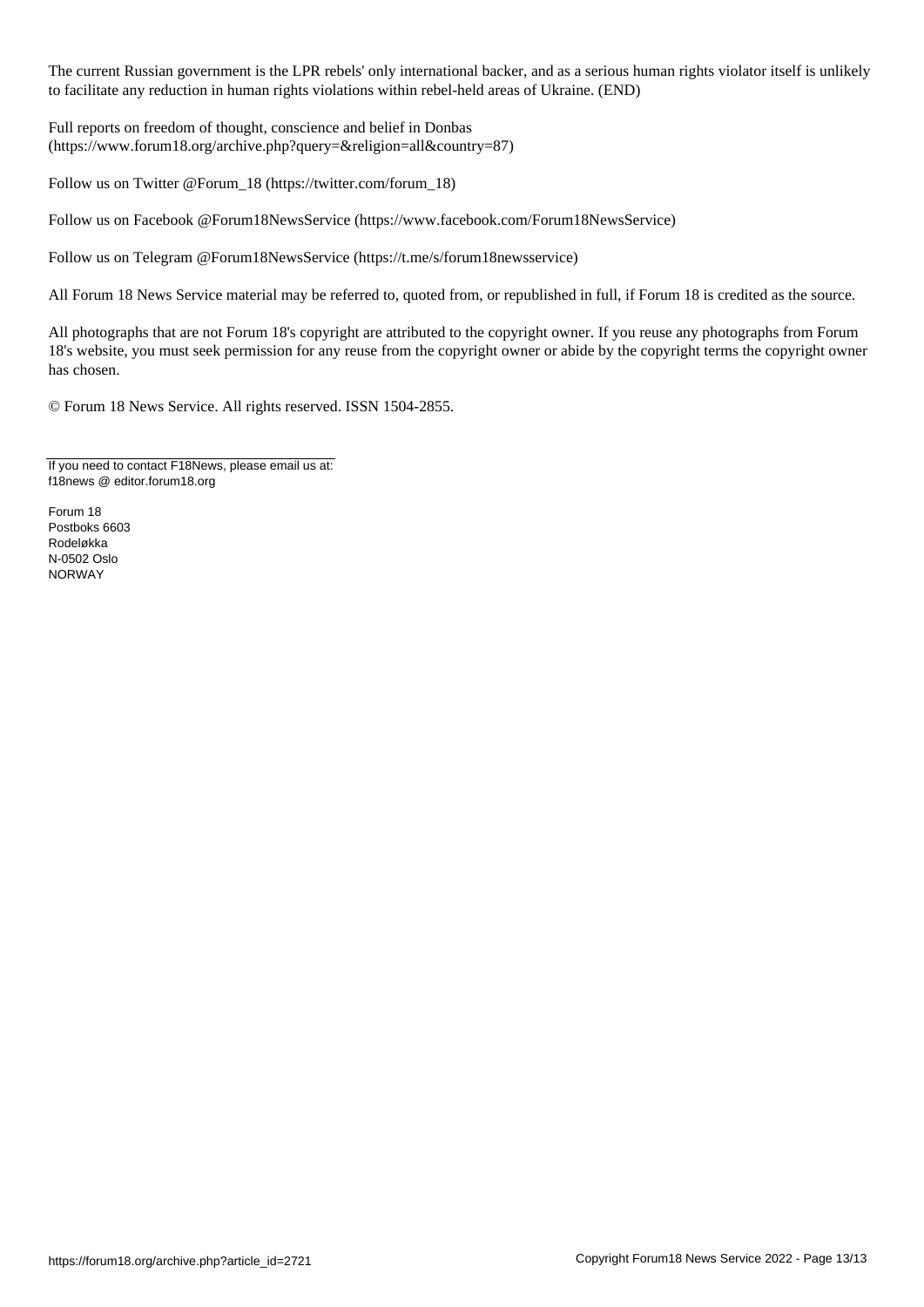The current Russian government is the LPR rebels' only international backer, and as a serious human rights violator itself is unlikely to facilitate any reduction in human rights violations within rebel-held areas of Ukraine. (END)

Full reports on freedom of thought, conscience and belief in Donbas (https://www.forum18.org/archive.php?query=&religion=all&country=87)

Follow us on Twitter @Forum_18 (https://twitter.com/forum_18)

Follow us on Facebook @Forum18NewsService (https://www.facebook.com/Forum18NewsService)

Follow us on Telegram @Forum18NewsService (https://t.me/s/forum18newsservice)

All Forum 18 News Service material may be referred to, quoted from, or republished in full, if Forum 18 is credited as the source.

All photographs that are not Forum 18's copyright are attributed to the copyright owner. If you reuse any photographs from Forum 18's website, you must seek permission for any reuse from the copyright owner or abide by the copyright terms the copyright owner has chosen.

© Forum 18 News Service. All rights reserved. ISSN 1504-2855.

If you need to contact F18News, please email us at:
f18news @ editor.forum18.org

Forum 18
Postboks 6603
Rodeløkka
N-0502 Oslo
NORWAY